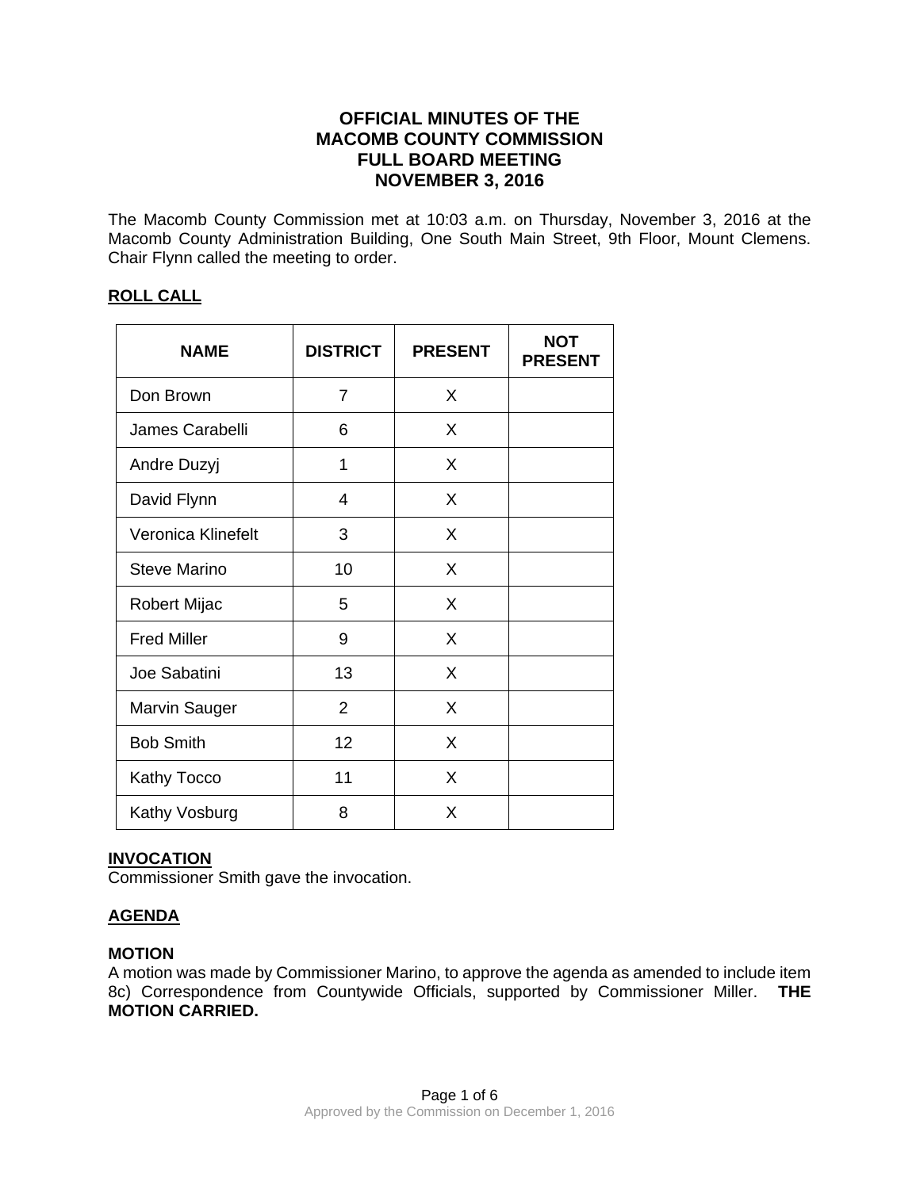# OFFICIAL MINUTES OF THE MACOMB COUNTY COMMISSION FULL BOARD MEETING NOVEMBER 3, 2016

The Macomb County Commission met at 10:03 a.m. on Thursday, November 3, 2016 at the Macomb County Administration Building, One South Main Street, 9th Floor, Mount Clemens. Chair Flynn called the meeting to order.

## ROLL CALL

| NAME | DISTRICT | PRESENT | NOT PRESENT |
|---|---|---|---|
| Don Brown | 7 | X | |
| James Carabelli | 6 | X | |
| Andre Duzyj | 1 | X | |
| David Flynn | 4 | X | |
| Veronica Klinefelt | 3 | X | |
| Steve Marino | 10 | X | |
| Robert Mijac | 5 | X | |
| Fred Miller | 9 | X | |
| Joe Sabatini | 13 | X | |
| Marvin Sauger | 2 | X | |
| Bob Smith | 12 | X | |
| Kathy Tocco | 11 | X | |
| Kathy Vosburg | 8 | X | |

## INVOCATION

Commissioner Smith gave the invocation.

## AGENDA

**MOTION**

A motion was made by Commissioner Marino, to approve the agenda as amended to include item 8c) Correspondence from Countywide Officials, supported by Commissioner Miller. **THE MOTION CARRIED.**

Approved by the Commission on December 1, 2016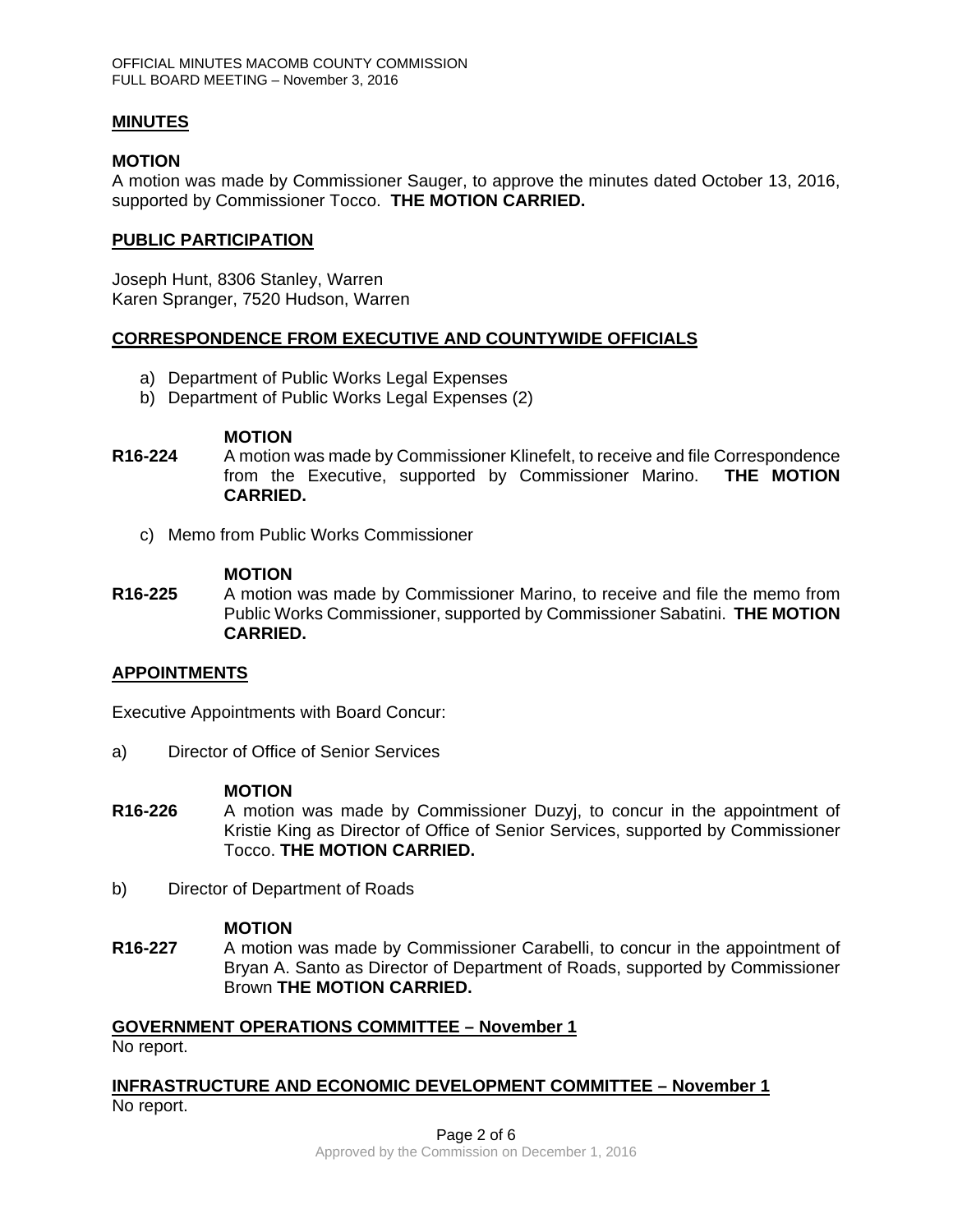## MINUTES

**MOTION**
A motion was made by Commissioner Sauger, to approve the minutes dated October 13, 2016, supported by Commissioner Tocco. **THE MOTION CARRIED.**

## PUBLIC PARTICIPATION

Joseph Hunt, 8306 Stanley, Warren
Karen Spranger, 7520 Hudson, Warren

## CORRESPONDENCE FROM EXECUTIVE AND COUNTYWIDE OFFICIALS

a) Department of Public Works Legal Expenses
b) Department of Public Works Legal Expenses (2)

**MOTION**

**R16-224** A motion was made by Commissioner Klinefelt, to receive and file Correspondence from the Executive, supported by Commissioner Marino. **THE MOTION CARRIED.**

c) Memo from Public Works Commissioner

**MOTION**

**R16-225** A motion was made by Commissioner Marino, to receive and file the memo from Public Works Commissioner, supported by Commissioner Sabatini. **THE MOTION CARRIED.**

## APPOINTMENTS

Executive Appointments with Board Concur:

a) Director of Office of Senior Services

**MOTION**

**R16-226** A motion was made by Commissioner Duzyj, to concur in the appointment of Kristie King as Director of Office of Senior Services, supported by Commissioner Tocco. **THE MOTION CARRIED.**

b) Director of Department of Roads

**MOTION**

**R16-227** A motion was made by Commissioner Carabelli, to concur in the appointment of Bryan A. Santo as Director of Department of Roads, supported by Commissioner Brown **THE MOTION CARRIED.**

## GOVERNMENT OPERATIONS COMMITTEE – November 1

No report.

## INFRASTRUCTURE AND ECONOMIC DEVELOPMENT COMMITTEE – November 1

No report.

Approved by the Commission on December 1, 2016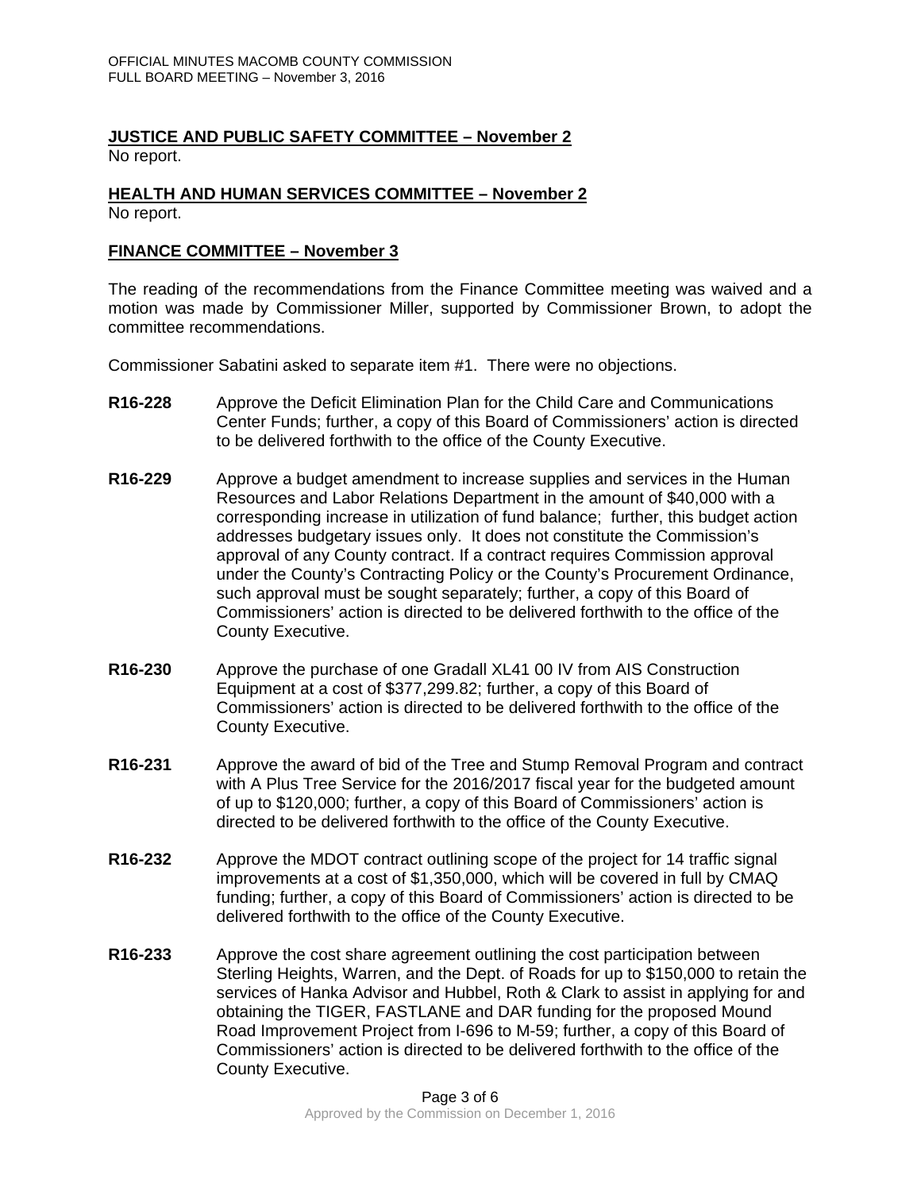## JUSTICE AND PUBLIC SAFETY COMMITTEE – November 2

No report.

## HEALTH AND HUMAN SERVICES COMMITTEE – November 2

No report.

## FINANCE COMMITTEE – November 3

The reading of the recommendations from the Finance Committee meeting was waived and a motion was made by Commissioner Miller, supported by Commissioner Brown, to adopt the committee recommendations.

Commissioner Sabatini asked to separate item #1. There were no objections.

**R16-228** Approve the Deficit Elimination Plan for the Child Care and Communications Center Funds; further, a copy of this Board of Commissioners' action is directed to be delivered forthwith to the office of the County Executive.

**R16-229** Approve a budget amendment to increase supplies and services in the Human Resources and Labor Relations Department in the amount of $40,000 with a corresponding increase in utilization of fund balance; further, this budget action addresses budgetary issues only. It does not constitute the Commission's approval of any County contract. If a contract requires Commission approval under the County's Contracting Policy or the County's Procurement Ordinance, such approval must be sought separately; further, a copy of this Board of Commissioners' action is directed to be delivered forthwith to the office of the County Executive.

**R16-230** Approve the purchase of one Gradall XL41 00 IV from AIS Construction Equipment at a cost of $377,299.82; further, a copy of this Board of Commissioners' action is directed to be delivered forthwith to the office of the County Executive.

**R16-231** Approve the award of bid of the Tree and Stump Removal Program and contract with A Plus Tree Service for the 2016/2017 fiscal year for the budgeted amount of up to $120,000; further, a copy of this Board of Commissioners' action is directed to be delivered forthwith to the office of the County Executive.

**R16-232** Approve the MDOT contract outlining scope of the project for 14 traffic signal improvements at a cost of $1,350,000, which will be covered in full by CMAQ funding; further, a copy of this Board of Commissioners' action is directed to be delivered forthwith to the office of the County Executive.

**R16-233** Approve the cost share agreement outlining the cost participation between Sterling Heights, Warren, and the Dept. of Roads for up to $150,000 to retain the services of Hanka Advisor and Hubbel, Roth & Clark to assist in applying for and obtaining the TIGER, FASTLANE and DAR funding for the proposed Mound Road Improvement Project from I-696 to M-59; further, a copy of this Board of Commissioners' action is directed to be delivered forthwith to the office of the County Executive.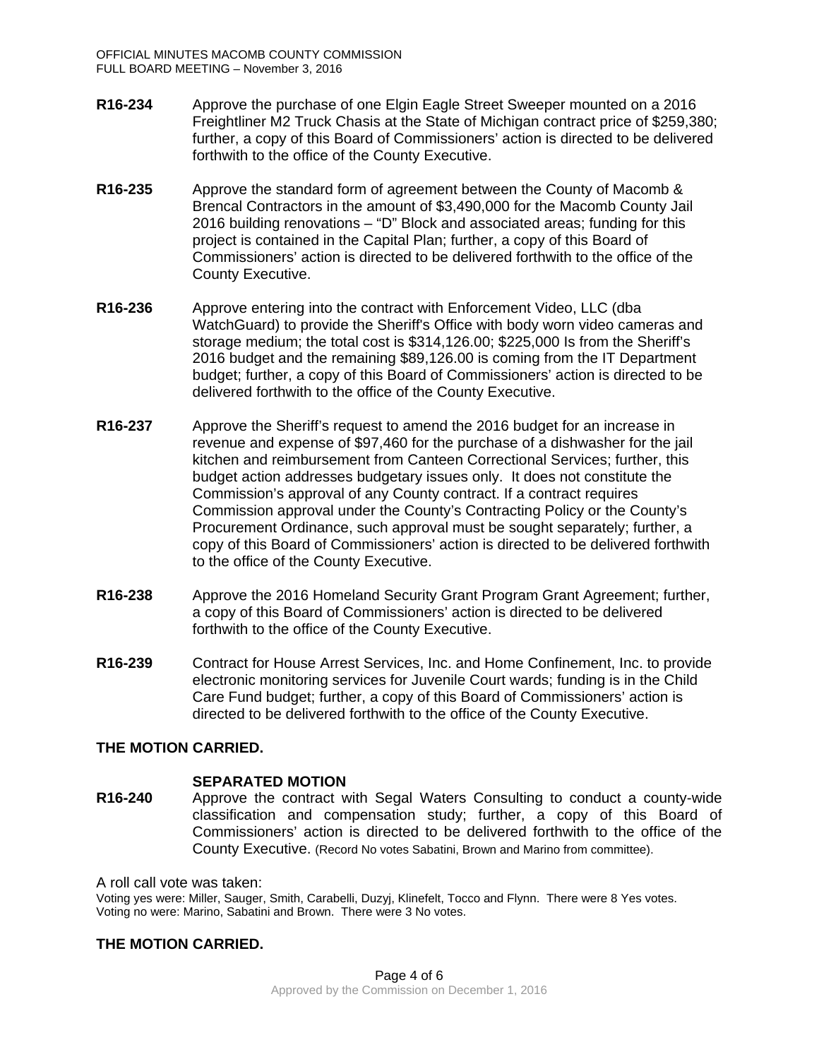**R16-234** Approve the purchase of one Elgin Eagle Street Sweeper mounted on a 2016 Freightliner M2 Truck Chasis at the State of Michigan contract price of $259,380; further, a copy of this Board of Commissioners' action is directed to be delivered forthwith to the office of the County Executive.

**R16-235** Approve the standard form of agreement between the County of Macomb & Brencal Contractors in the amount of $3,490,000 for the Macomb County Jail 2016 building renovations – "D" Block and associated areas; funding for this project is contained in the Capital Plan; further, a copy of this Board of Commissioners' action is directed to be delivered forthwith to the office of the County Executive.

**R16-236** Approve entering into the contract with Enforcement Video, LLC (dba WatchGuard) to provide the Sheriff's Office with body worn video cameras and storage medium; the total cost is $314,126.00; $225,000 Is from the Sheriff's 2016 budget and the remaining $89,126.00 is coming from the IT Department budget; further, a copy of this Board of Commissioners' action is directed to be delivered forthwith to the office of the County Executive.

**R16-237** Approve the Sheriff's request to amend the 2016 budget for an increase in revenue and expense of $97,460 for the purchase of a dishwasher for the jail kitchen and reimbursement from Canteen Correctional Services; further, this budget action addresses budgetary issues only. It does not constitute the Commission's approval of any County contract. If a contract requires Commission approval under the County's Contracting Policy or the County's Procurement Ordinance, such approval must be sought separately; further, a copy of this Board of Commissioners' action is directed to be delivered forthwith to the office of the County Executive.

**R16-238** Approve the 2016 Homeland Security Grant Program Grant Agreement; further, a copy of this Board of Commissioners' action is directed to be delivered forthwith to the office of the County Executive.

**R16-239** Contract for House Arrest Services, Inc. and Home Confinement, Inc. to provide electronic monitoring services for Juvenile Court wards; funding is in the Child Care Fund budget; further, a copy of this Board of Commissioners' action is directed to be delivered forthwith to the office of the County Executive.

**THE MOTION CARRIED.**

**SEPARATED MOTION**

**R16-240** Approve the contract with Segal Waters Consulting to conduct a county-wide classification and compensation study; further, a copy of this Board of Commissioners' action is directed to be delivered forthwith to the office of the County Executive. (Record No votes Sabatini, Brown and Marino from committee).

A roll call vote was taken:

Voting yes were: Miller, Sauger, Smith, Carabelli, Duzyj, Klinefelt, Tocco and Flynn. There were 8 Yes votes.
Voting no were: Marino, Sabatini and Brown. There were 3 No votes.

**THE MOTION CARRIED.**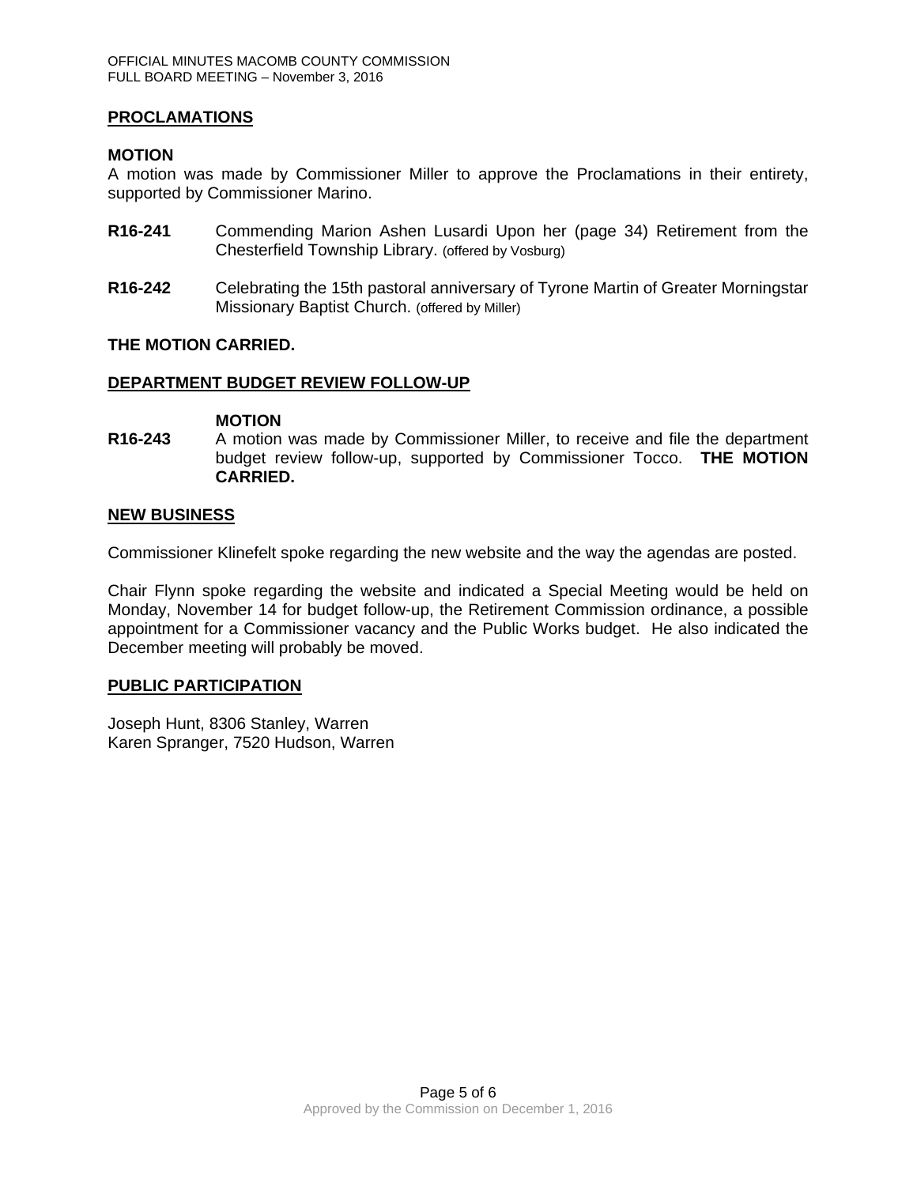## PROCLAMATIONS

**MOTION**

A motion was made by Commissioner Miller to approve the Proclamations in their entirety, supported by Commissioner Marino.

**R16-241** Commending Marion Ashen Lusardi Upon her (page 34) Retirement from the Chesterfield Township Library. (offered by Vosburg)

**R16-242** Celebrating the 15th pastoral anniversary of Tyrone Martin of Greater Morningstar Missionary Baptist Church. (offered by Miller)

**THE MOTION CARRIED.**

## DEPARTMENT BUDGET REVIEW FOLLOW-UP

**MOTION**

**R16-243** A motion was made by Commissioner Miller, to receive and file the department budget review follow-up, supported by Commissioner Tocco. **THE MOTION CARRIED.**

## NEW BUSINESS

Commissioner Klinefelt spoke regarding the new website and the way the agendas are posted.

Chair Flynn spoke regarding the website and indicated a Special Meeting would be held on Monday, November 14 for budget follow-up, the Retirement Commission ordinance, a possible appointment for a Commissioner vacancy and the Public Works budget. He also indicated the December meeting will probably be moved.

## PUBLIC PARTICIPATION

Joseph Hunt, 8306 Stanley, Warren
Karen Spranger, 7520 Hudson, Warren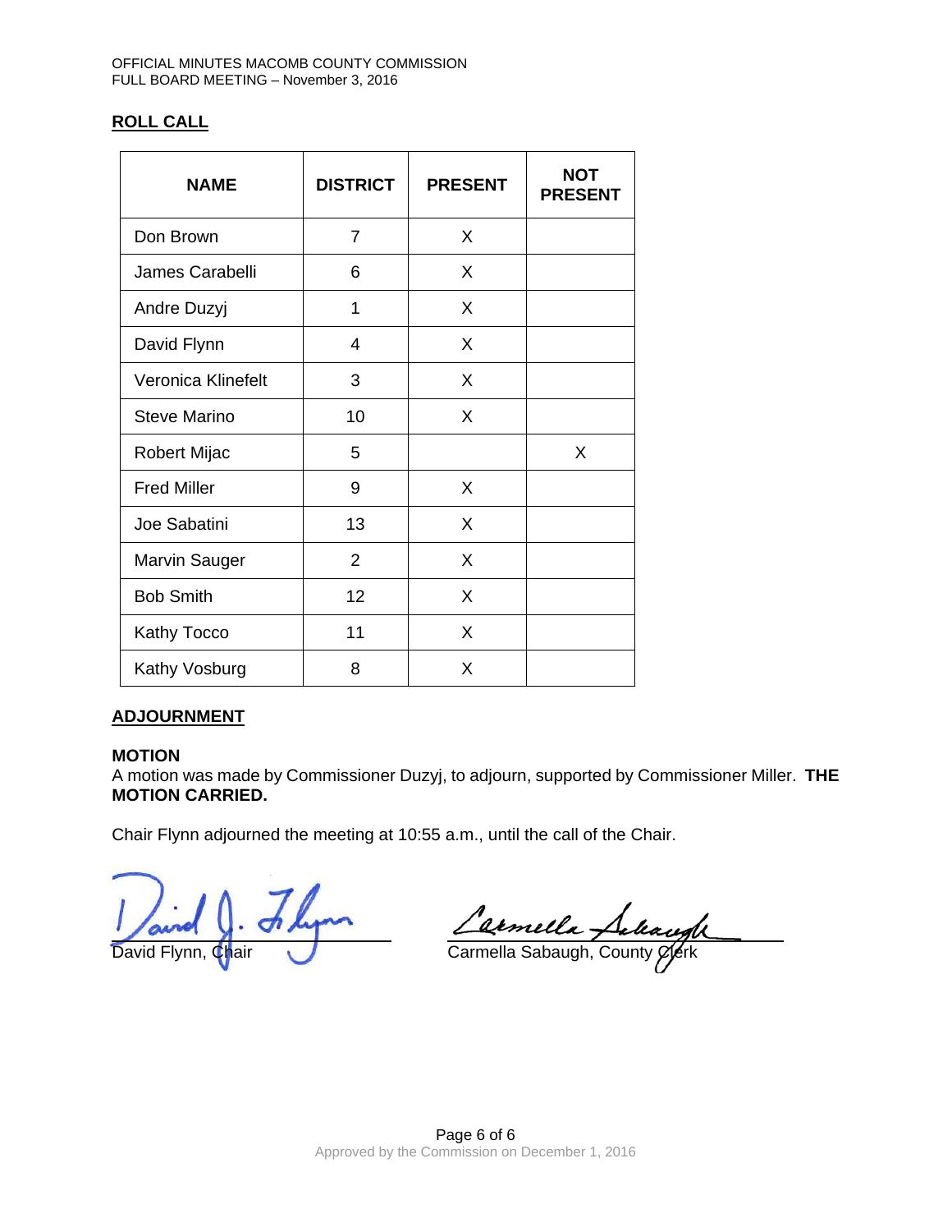## ROLL CALL

| NAME | DISTRICT | PRESENT | NOT PRESENT |
|---|---|---|---|
| Don Brown | 7 | X | |
| James Carabelli | 6 | X | |
| Andre Duzyj | 1 | X | |
| David Flynn | 4 | X | |
| Veronica Klinefelt | 3 | X | |
| Steve Marino | 10 | X | |
| Robert Mijac | 5 | | X |
| Fred Miller | 9 | X | |
| Joe Sabatini | 13 | X | |
| Marvin Sauger | 2 | X | |
| Bob Smith | 12 | X | |
| Kathy Tocco | 11 | X | |
| Kathy Vosburg | 8 | X | |

## ADJOURNMENT

**MOTION**
A motion was made by Commissioner Duzyj, to adjourn, supported by Commissioner Miller. **THE MOTION CARRIED.**

Chair Flynn adjourned the meeting at 10:55 a.m., until the call of the Chair.

David Flynn, Chair

Carmella Sabaugh, County Clerk

Approved by the Commission on December 1, 2016